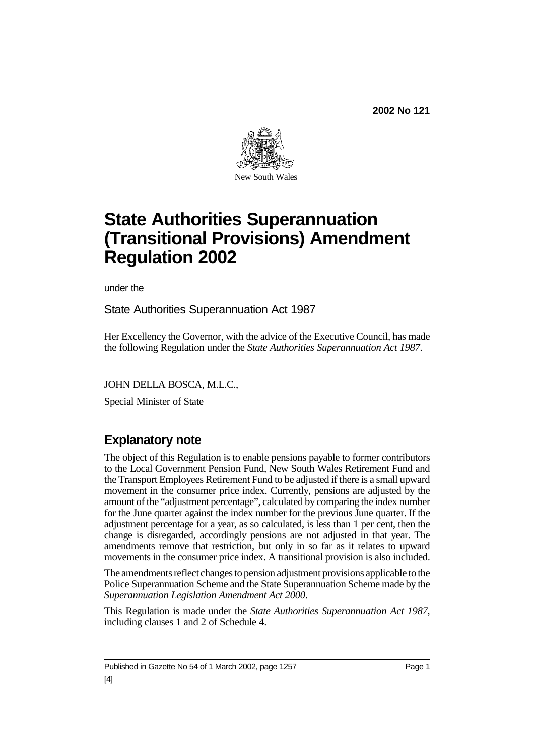**2002 No 121**

New South Wales

# State Authorities Superannuation (Transitional Provisions) Amendment Regulation 2002

under the

State Authorities Superannuation Act 1987

Her Excellency the Governor, with the advice of the Executive Council, has made the following Regulation under the *State Authorities Superannuation Act 1987*.

JOHN DELLA BOSCA, M.L.C.,

Special Minister of State

## Explanatory note

The object of this Regulation is to enable pensions payable to former contributors to the Local Government Pension Fund, New South Wales Retirement Fund and the Transport Employees Retirement Fund to be adjusted if there is a small upward movement in the consumer price index. Currently, pensions are adjusted by the amount of the "adjustment percentage", calculated by comparing the index number for the June quarter against the index number for the previous June quarter. If the adjustment percentage for a year, as so calculated, is less than 1 per cent, then the change is disregarded, accordingly pensions are not adjusted in that year. The amendments remove that restriction, but only in so far as it relates to upward movements in the consumer price index. A transitional provision is also included.

The amendments reflect changes to pension adjustment provisions applicable to the Police Superannuation Scheme and the State Superannuation Scheme made by the *Superannuation Legislation Amendment Act 2000*.

This Regulation is made under the *State Authorities Superannuation Act 1987*, including clauses 1 and 2 of Schedule 4.

Published in Gazette No 54 of 1 March 2002, page 1257

[4]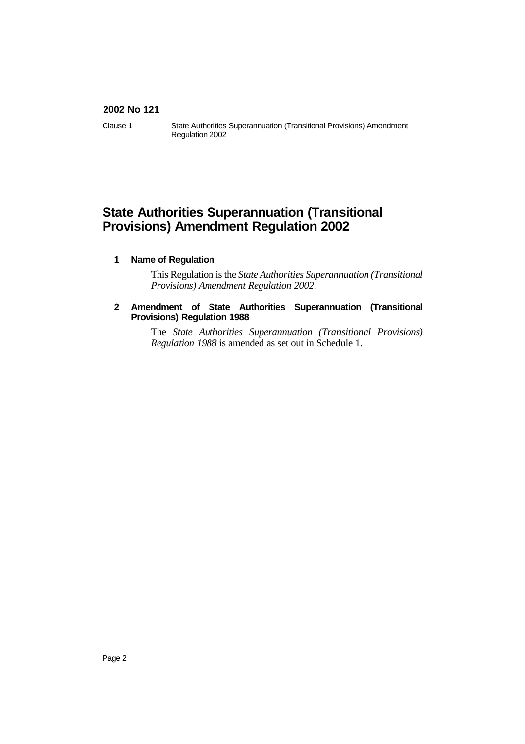# State Authorities Superannuation (Transitional Provisions) Amendment Regulation 2002

## 1 Name of Regulation

This Regulation is the *State Authorities Superannuation (Transitional Provisions) Amendment Regulation 2002*.

## 2 Amendment of State Authorities Superannuation (Transitional Provisions) Regulation 1988

The *State Authorities Superannuation (Transitional Provisions) Regulation 1988* is amended as set out in Schedule 1.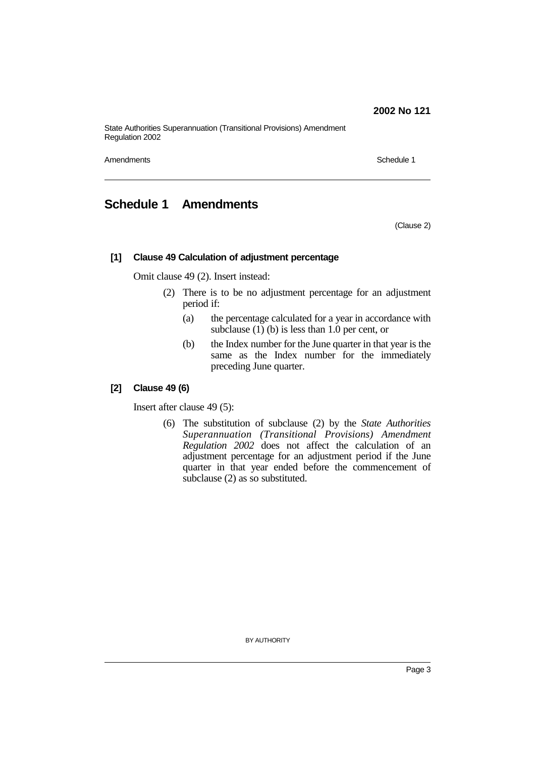## Schedule 1 Amendments

(Clause 2)

### [1] Clause 49 Calculation of adjustment percentage

Omit clause 49 (2). Insert instead:

> (2) There is to be no adjustment percentage for an adjustment period if:
>
> (a) the percentage calculated for a year in accordance with subclause (1) (b) is less than 1.0 per cent, or
>
> (b) the Index number for the June quarter in that year is the same as the Index number for the immediately preceding June quarter.

### [2] Clause 49 (6)

Insert after clause 49 (5):

> (6) The substitution of subclause (2) by the *State Authorities Superannuation (Transitional Provisions) Amendment Regulation 2002* does not affect the calculation of an adjustment percentage for an adjustment period if the June quarter in that year ended before the commencement of subclause (2) as so substituted.

BY AUTHORITY